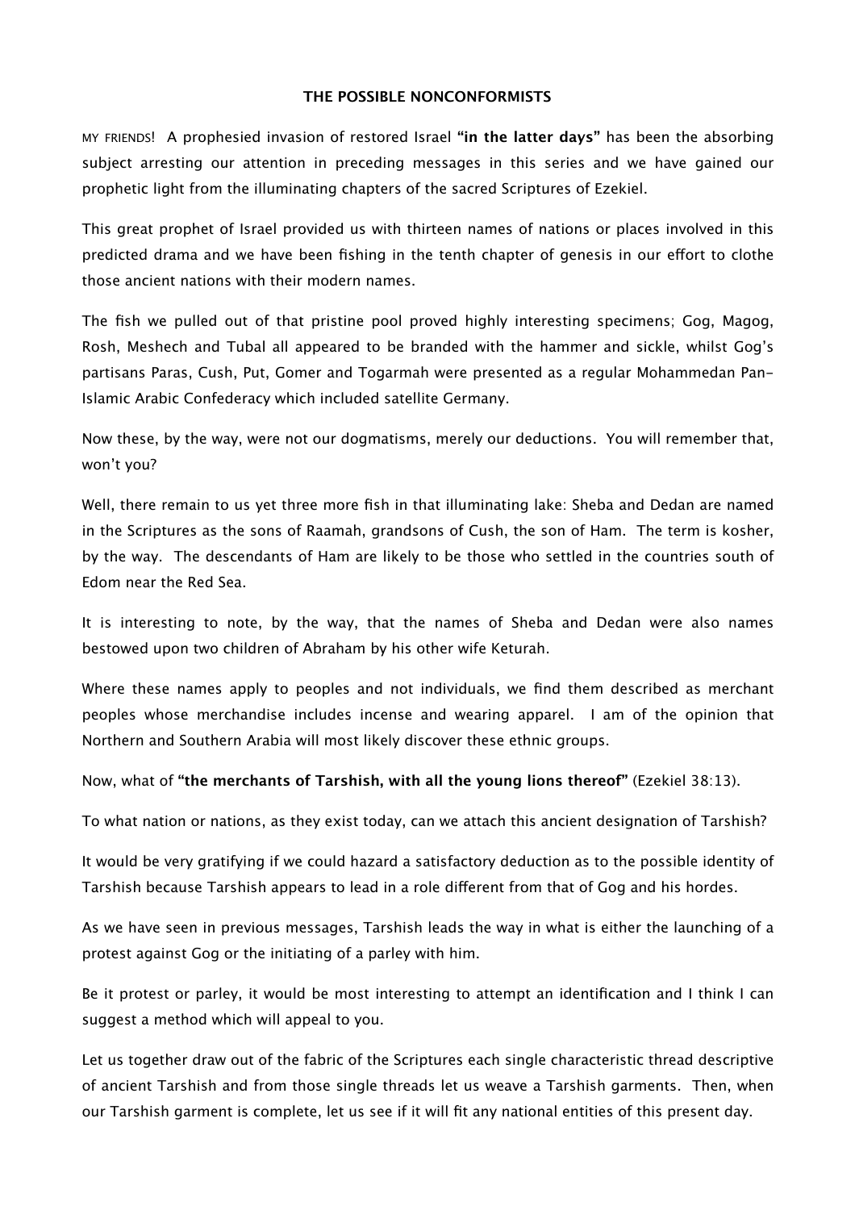# THE POSSIBLE NONCONFORMISTS

MY FRIENDS! A prophesied invasion of restored Israel **"in the latter days"** has been the absorbing subject arresting our attention in preceding messages in this series and we have gained our prophetic light from the illuminating chapters of the sacred Scriptures of Ezekiel.

This great prophet of Israel provided us with thirteen names of nations or places involved in this predicted drama and we have been fishing in the tenth chapter of genesis in our effort to clothe those ancient nations with their modern names.

The fish we pulled out of that pristine pool proved highly interesting specimens; Gog, Magog, Rosh, Meshech and Tubal all appeared to be branded with the hammer and sickle, whilst Gog's partisans Paras, Cush, Put, Gomer and Togarmah were presented as a regular Mohammedan Pan-Islamic Arabic Confederacy which included satellite Germany.

Now these, by the way, were not our dogmatisms, merely our deductions. You will remember that, won't you?

Well, there remain to us yet three more fish in that illuminating lake: Sheba and Dedan are named in the Scriptures as the sons of Raamah, grandsons of Cush, the son of Ham. The term is kosher, by the way. The descendants of Ham are likely to be those who settled in the countries south of Edom near the Red Sea.

It is interesting to note, by the way, that the names of Sheba and Dedan were also names bestowed upon two children of Abraham by his other wife Keturah.

Where these names apply to peoples and not individuals, we find them described as merchant peoples whose merchandise includes incense and wearing apparel. I am of the opinion that Northern and Southern Arabia will most likely discover these ethnic groups.

Now, what of **"the merchants of Tarshish, with all the young lions thereof"** (Ezekiel 38:13).

To what nation or nations, as they exist today, can we attach this ancient designation of Tarshish?

It would be very gratifying if we could hazard a satisfactory deduction as to the possible identity of Tarshish because Tarshish appears to lead in a role different from that of Gog and his hordes.

As we have seen in previous messages, Tarshish leads the way in what is either the launching of a protest against Gog or the initiating of a parley with him.

Be it protest or parley, it would be most interesting to attempt an identification and I think I can suggest a method which will appeal to you.

Let us together draw out of the fabric of the Scriptures each single characteristic thread descriptive of ancient Tarshish and from those single threads let us weave a Tarshish garments. Then, when our Tarshish garment is complete, let us see if it will fit any national entities of this present day.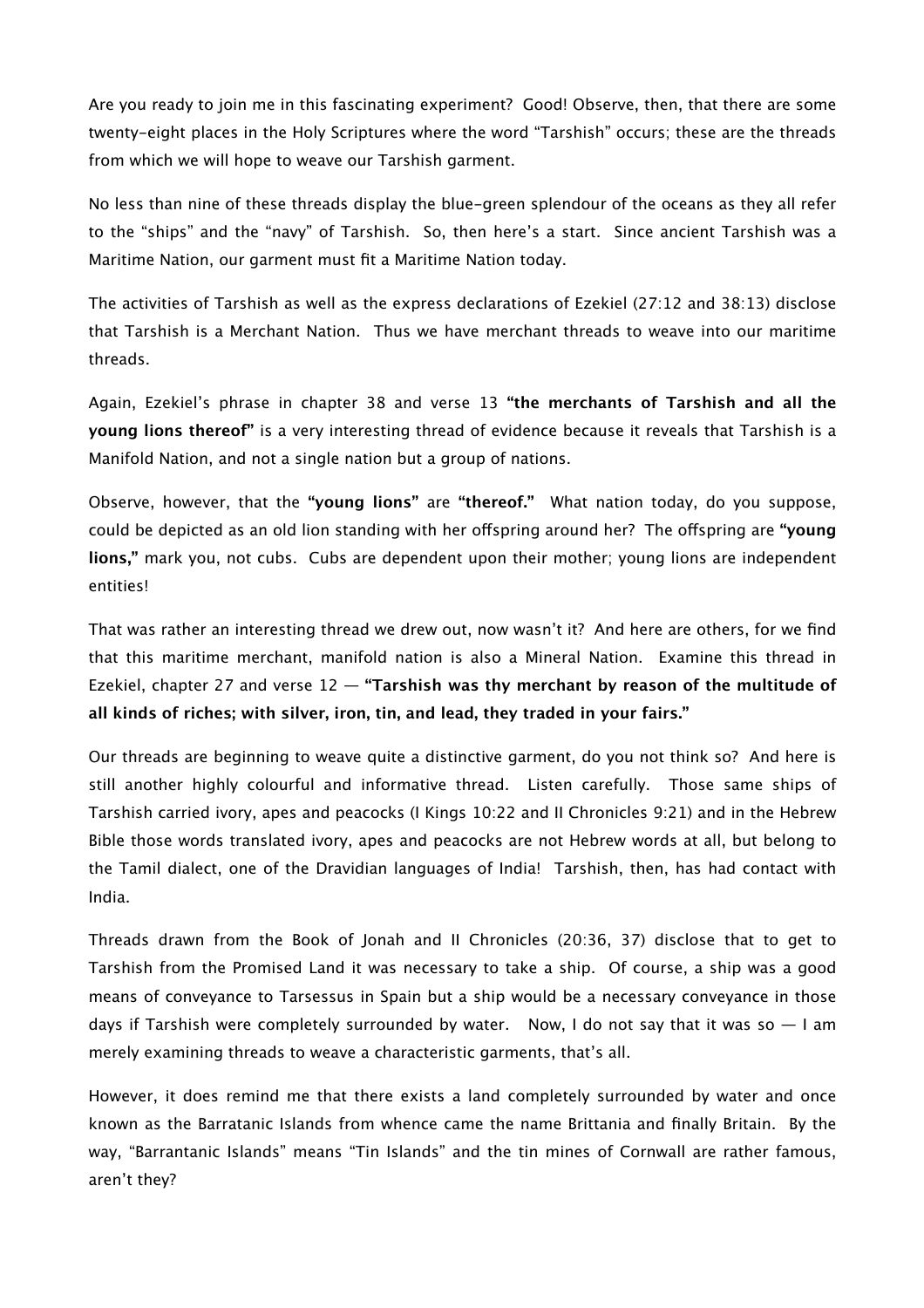Are you ready to join me in this fascinating experiment? Good! Observe, then, that there are some twenty-eight places in the Holy Scriptures where the word "Tarshish" occurs; these are the threads from which we will hope to weave our Tarshish garment.

No less than nine of these threads display the blue-green splendour of the oceans as they all refer to the "ships" and the "navy" of Tarshish. So, then here's a start. Since ancient Tarshish was a Maritime Nation, our garment must fit a Maritime Nation today.

The activities of Tarshish as well as the express declarations of Ezekiel (27:12 and 38:13) disclose that Tarshish is a Merchant Nation. Thus we have merchant threads to weave into our maritime threads.

Again, Ezekiel's phrase in chapter 38 and verse 13 **"the merchants of Tarshish and all the young lions thereof"** is a very interesting thread of evidence because it reveals that Tarshish is a Manifold Nation, and not a single nation but a group of nations.

Observe, however, that the **"young lions"** are **"thereof."** What nation today, do you suppose, could be depicted as an old lion standing with her offspring around her? The offspring are **"young lions,"** mark you, not cubs. Cubs are dependent upon their mother; young lions are independent entities!

That was rather an interesting thread we drew out, now wasn't it? And here are others, for we find that this maritime merchant, manifold nation is also a Mineral Nation. Examine this thread in Ezekiel, chapter 27 and verse 12 — **"Tarshish was thy merchant by reason of the multitude of all kinds of riches; with silver, iron, tin, and lead, they traded in your fairs."**

Our threads are beginning to weave quite a distinctive garment, do you not think so? And here is still another highly colourful and informative thread. Listen carefully. Those same ships of Tarshish carried ivory, apes and peacocks (I Kings 10:22 and II Chronicles 9:21) and in the Hebrew Bible those words translated ivory, apes and peacocks are not Hebrew words at all, but belong to the Tamil dialect, one of the Dravidian languages of India! Tarshish, then, has had contact with India.

Threads drawn from the Book of Jonah and II Chronicles (20:36, 37) disclose that to get to Tarshish from the Promised Land it was necessary to take a ship. Of course, a ship was a good means of conveyance to Tarsessus in Spain but a ship would be a necessary conveyance in those days if Tarshish were completely surrounded by water. Now, I do not say that it was so — I am merely examining threads to weave a characteristic garments, that's all.

However, it does remind me that there exists a land completely surrounded by water and once known as the Barratanic Islands from whence came the name Brittania and finally Britain. By the way, "Barrantanic Islands" means "Tin Islands" and the tin mines of Cornwall are rather famous, aren't they?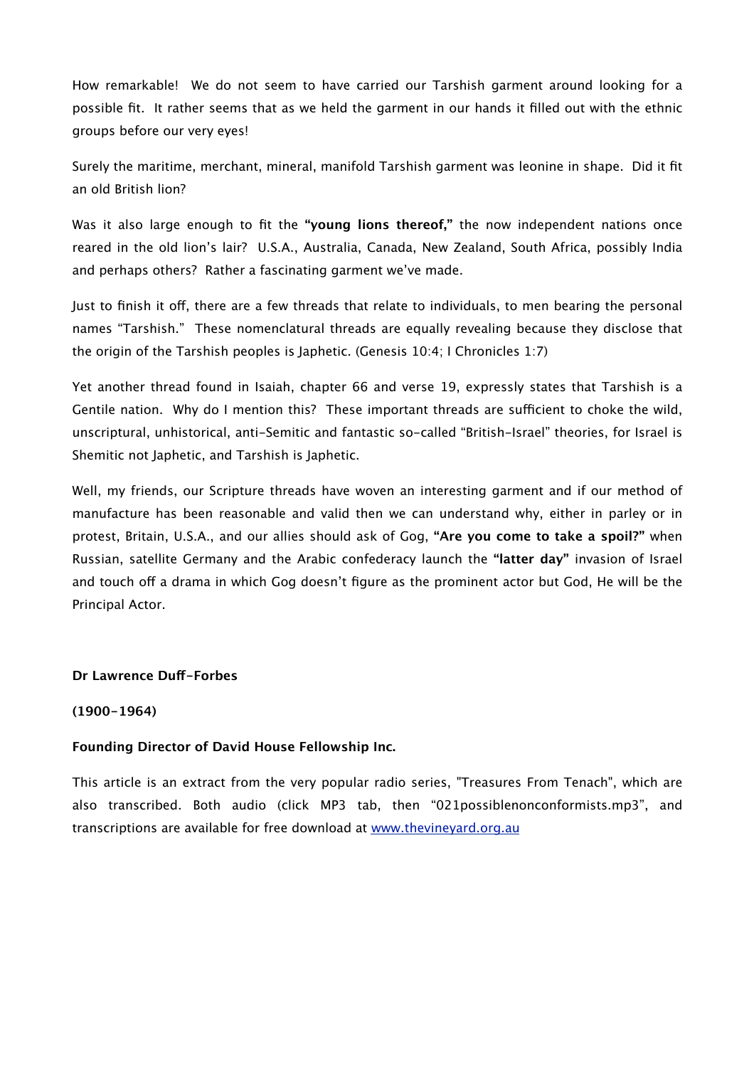How remarkable! We do not seem to have carried our Tarshish garment around looking for a possible fit. It rather seems that as we held the garment in our hands it filled out with the ethnic groups before our very eyes!

Surely the maritime, merchant, mineral, manifold Tarshish garment was leonine in shape. Did it fit an old British lion?

Was it also large enough to fit the **"young lions thereof,"** the now independent nations once reared in the old lion's lair? U.S.A., Australia, Canada, New Zealand, South Africa, possibly India and perhaps others? Rather a fascinating garment we've made.

Just to finish it off, there are a few threads that relate to individuals, to men bearing the personal names "Tarshish." These nomenclatural threads are equally revealing because they disclose that the origin of the Tarshish peoples is Japhetic. (Genesis 10:4; I Chronicles 1:7)

Yet another thread found in Isaiah, chapter 66 and verse 19, expressly states that Tarshish is a Gentile nation. Why do I mention this? These important threads are sufficient to choke the wild, unscriptural, unhistorical, anti-Semitic and fantastic so-called "British-Israel" theories, for Israel is Shemitic not Japhetic, and Tarshish is Japhetic.

Well, my friends, our Scripture threads have woven an interesting garment and if our method of manufacture has been reasonable and valid then we can understand why, either in parley or in protest, Britain, U.S.A., and our allies should ask of Gog, **"Are you come to take a spoil?"** when Russian, satellite Germany and the Arabic confederacy launch the **"latter day"** invasion of Israel and touch off a drama in which Gog doesn't figure as the prominent actor but God, He will be the Principal Actor.

**Dr Lawrence Duff-Forbes**

**(1900-1964)**

**Founding Director of David House Fellowship Inc.**

This article is an extract from the very popular radio series, "Treasures From Tenach", which are also transcribed. Both audio (click MP3 tab, then "021possiblenonconformists.mp3", and transcriptions are available for free download at [www.thevineyard.org.au](http://www.thevineyard.org.au)